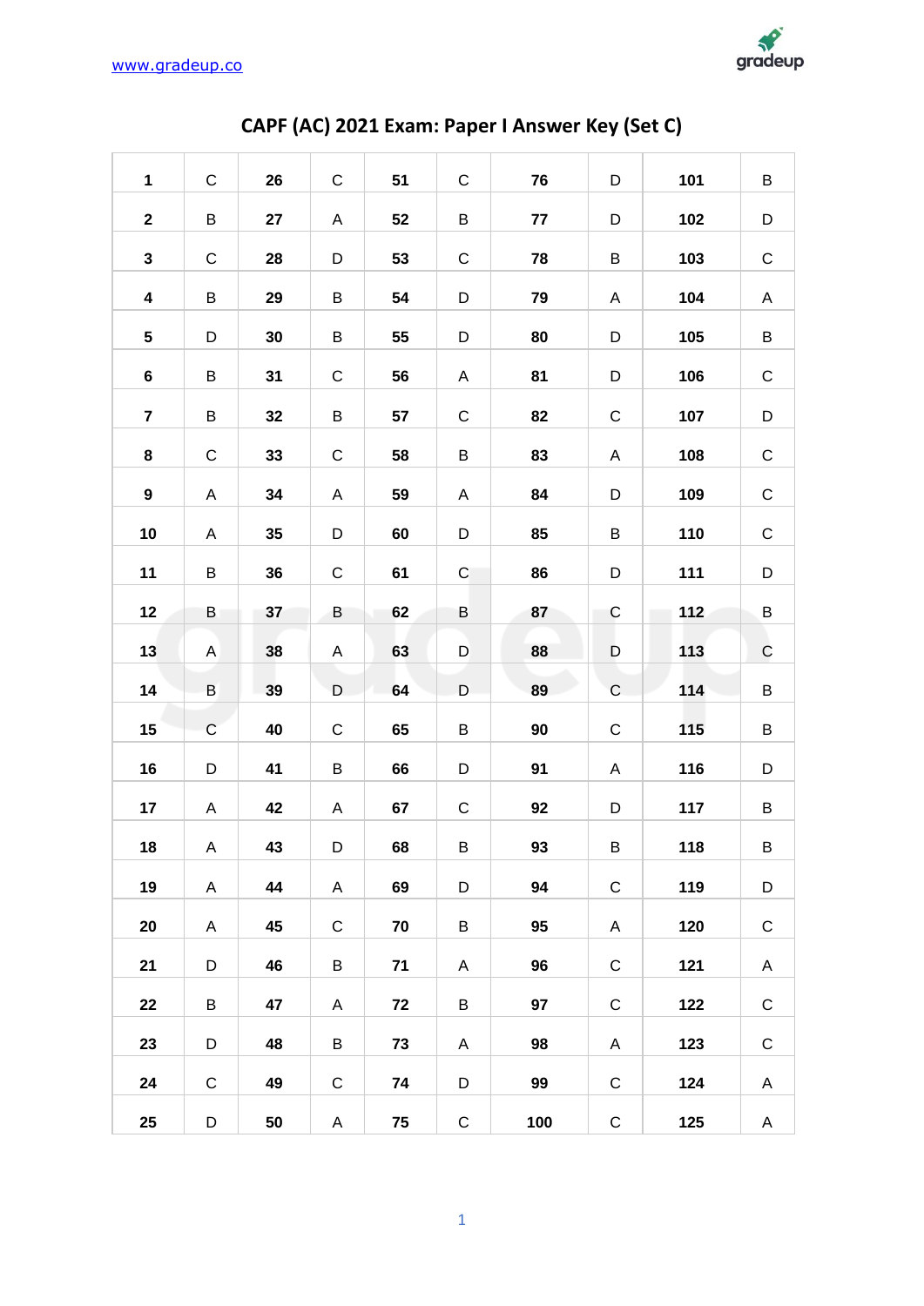# CAPF (AC) 2021 Exam: Paper I Answer Key (Set C)

| | | | | | | | | | |
|---|---|---|---|---|---|---|---|---|---|
| **1** | C | **26** | C | **51** | C | **76** | D | **101** | B |
| **2** | B | **27** | A | **52** | B | **77** | D | **102** | D |
| **3** | C | **28** | D | **53** | C | **78** | B | **103** | C |
| **4** | B | **29** | B | **54** | D | **79** | A | **104** | A |
| **5** | D | **30** | B | **55** | D | **80** | D | **105** | B |
| **6** | B | **31** | C | **56** | A | **81** | D | **106** | C |
| **7** | B | **32** | B | **57** | C | **82** | C | **107** | D |
| **8** | C | **33** | C | **58** | B | **83** | A | **108** | C |
| **9** | A | **34** | A | **59** | A | **84** | D | **109** | C |
| **10** | A | **35** | D | **60** | D | **85** | B | **110** | C |
| **11** | B | **36** | C | **61** | C | **86** | D | **111** | D |
| **12** | B | **37** | B | **62** | B | **87** | C | **112** | B |
| **13** | A | **38** | A | **63** | D | **88** | D | **113** | C |
| **14** | B | **39** | D | **64** | D | **89** | C | **114** | B |
| **15** | C | **40** | C | **65** | B | **90** | C | **115** | B |
| **16** | D | **41** | B | **66** | D | **91** | A | **116** | D |
| **17** | A | **42** | A | **67** | C | **92** | D | **117** | B |
| **18** | A | **43** | D | **68** | B | **93** | B | **118** | B |
| **19** | A | **44** | A | **69** | D | **94** | C | **119** | D |
| **20** | A | **45** | C | **70** | B | **95** | A | **120** | C |
| **21** | D | **46** | B | **71** | A | **96** | C | **121** | A |
| **22** | B | **47** | A | **72** | B | **97** | C | **122** | C |
| **23** | D | **48** | B | **73** | A | **98** | A | **123** | C |
| **24** | C | **49** | C | **74** | D | **99** | C | **124** | A |
| **25** | D | **50** | A | **75** | C | **100** | C | **125** | A |